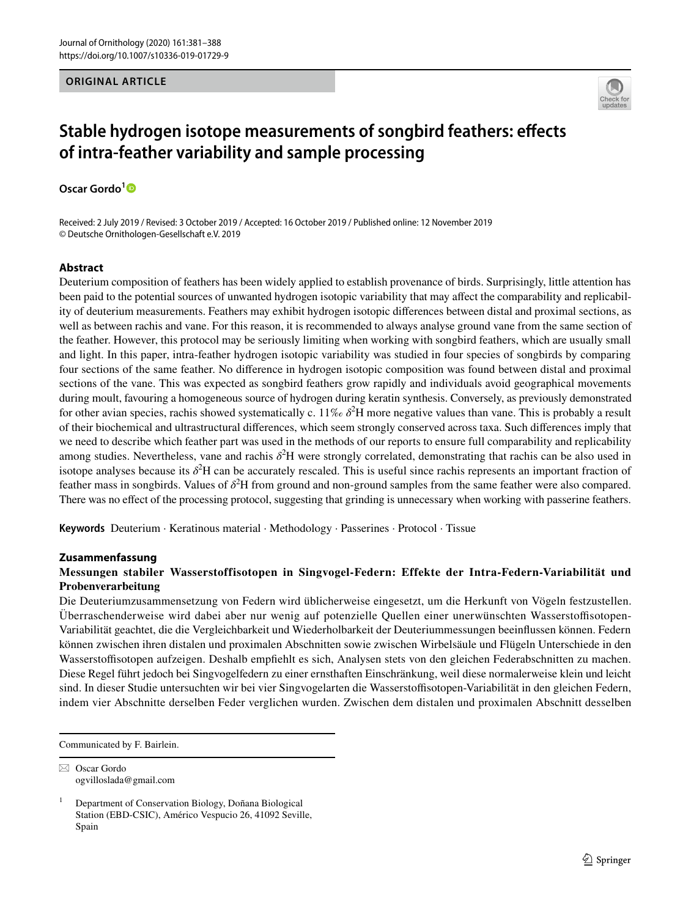**ORIGINAL ARTICLE**

# Stable hydrogen isotope measurements of songbird feathers: effects of intra-feather variability and sample processing

**Oscar Gordo**[1]

Received: 2 July 2019 / Revised: 3 October 2019 / Accepted: 16 October 2019 / Published online: 12 November 2019
© Deutsche Ornithologen-Gesellschaft e.V. 2019

## Abstract

Deuterium composition of feathers has been widely applied to establish provenance of birds. Surprisingly, little attention has been paid to the potential sources of unwanted hydrogen isotopic variability that may affect the comparability and replicability of deuterium measurements. Feathers may exhibit hydrogen isotopic differences between distal and proximal sections, as well as between rachis and vane. For this reason, it is recommended to always analyse ground vane from the same section of the feather. However, this protocol may be seriously limiting when working with songbird feathers, which are usually small and light. In this paper, intra-feather hydrogen isotopic variability was studied in four species of songbirds by comparing four sections of the same feather. No difference in hydrogen isotopic composition was found between distal and proximal sections of the vane. This was expected as songbird feathers grow rapidly and individuals avoid geographical movements during moult, favouring a homogeneous source of hydrogen during keratin synthesis. Conversely, as previously demonstrated for other avian species, rachis showed systematically c. 11‰ $\delta^2$H more negative values than vane. This is probably a result of their biochemical and ultrastructural differences, which seem strongly conserved across taxa. Such differences imply that we need to describe which feather part was used in the methods of our reports to ensure full comparability and replicability among studies. Nevertheless, vane and rachis $\delta^2$H were strongly correlated, demonstrating that rachis can be also used in isotope analyses because its $\delta^2$H can be accurately rescaled. This is useful since rachis represents an important fraction of feather mass in songbirds. Values of $\delta^2$H from ground and non-ground samples from the same feather were also compared. There was no effect of the processing protocol, suggesting that grinding is unnecessary when working with passerine feathers.

**Keywords** Deuterium · Keratinous material · Methodology · Passerines · Protocol · Tissue

## Zusammenfassung

### Messungen stabiler Wasserstoffisotopen in Singvogel-Federn: Effekte der Intra-Federn-Variabilität und Probenverarbeitung

Die Deuteriumzusammensetzung von Federn wird üblicherweise eingesetzt, um die Herkunft von Vögeln festzustellen. Überraschenderweise wird dabei aber nur wenig auf potenzielle Quellen einer unerwünschten Wasserstoffisotopen-Variabilität geachtet, die die Vergleichbarkeit und Wiederholbarkeit der Deuteriummessungen beeinflussen können. Federn können zwischen ihren distalen und proximalen Abschnitten sowie zwischen Wirbelsäule und Flügeln Unterschiede in den Wasserstoffisotopen aufzeigen. Deshalb empfiehlt es sich, Analysen stets von den gleichen Federabschnitten zu machen. Diese Regel führt jedoch bei Singvogelfedern zu einer ernsthaften Einschränkung, weil diese normalerweise klein und leicht sind. In dieser Studie untersuchten wir bei vier Singvogelarten die Wasserstoffisotopen-Variabilität in den gleichen Federn, indem vier Abschnitte derselben Feder verglichen wurden. Zwischen dem distalen und proximalen Abschnitt desselben

---

Communicated by F. Bairlein.

✉ Oscar Gordo
ogvilloslada@gmail.com

[1] Department of Conservation Biology, Doñana Biological Station (EBD-CSIC), Américo Vespucio 26, 41092 Seville, Spain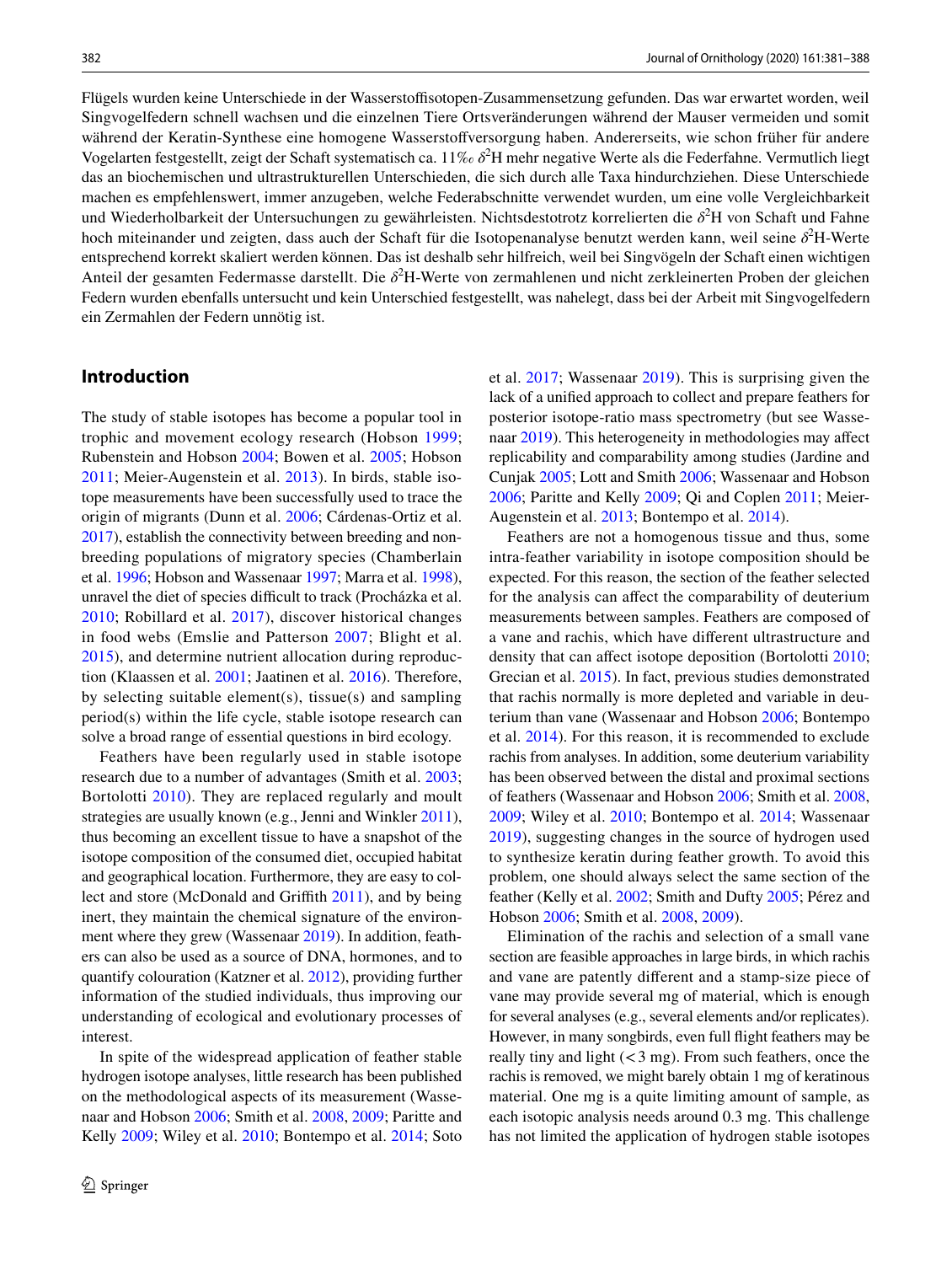Flügels wurden keine Unterschiede in der Wasserstoffisotopen-Zusammensetzung gefunden. Das war erwartet worden, weil Singvogelfedern schnell wachsen und die einzelnen Tiere Ortsveränderungen während der Mauser vermeiden und somit während der Keratin-Synthese eine homogene Wasserstoffversorgung haben. Andererseits, wie schon früher für andere Vogelarten festgestellt, zeigt der Schaft systematisch ca. 11‰ $\delta^2$H mehr negative Werte als die Federfahne. Vermutlich liegt das an biochemischen und ultrastrukturellen Unterschieden, die sich durch alle Taxa hindurchziehen. Diese Unterschiede machen es empfehlenswert, immer anzugeben, welche Federabschnitte verwendet wurden, um eine volle Vergleichbarkeit und Wiederholbarkeit der Untersuchungen zu gewährleisten. Nichtsdestotrotz korrelierten die $\delta^2$H von Schaft und Fahne hoch miteinander und zeigten, dass auch der Schaft für die Isotopenanalyse benutzt werden kann, weil seine $\delta^2$H-Werte entsprechend korrekt skaliert werden können. Das ist deshalb sehr hilfreich, weil bei Singvögeln der Schaft einen wichtigen Anteil der gesamten Federmasse darstellt. Die $\delta^2$H-Werte von zermahlenen und nicht zerkleinerten Proben der gleichen Federn wurden ebenfalls untersucht und kein Unterschied festgestellt, was nahelegt, dass bei der Arbeit mit Singvogelfedern ein Zermahlen der Federn unnötig ist.

## Introduction

The study of stable isotopes has become a popular tool in trophic and movement ecology research (Hobson 1999; Rubenstein and Hobson 2004; Bowen et al. 2005; Hobson 2011; Meier-Augenstein et al. 2013). In birds, stable isotope measurements have been successfully used to trace the origin of migrants (Dunn et al. 2006; Cárdenas-Ortiz et al. 2017), establish the connectivity between breeding and nonbreeding populations of migratory species (Chamberlain et al. 1996; Hobson and Wassenaar 1997; Marra et al. 1998), unravel the diet of species difficult to track (Procházka et al. 2010; Robillard et al. 2017), discover historical changes in food webs (Emslie and Patterson 2007; Blight et al. 2015), and determine nutrient allocation during reproduction (Klaassen et al. 2001; Jaatinen et al. 2016). Therefore, by selecting suitable element(s), tissue(s) and sampling period(s) within the life cycle, stable isotope research can solve a broad range of essential questions in bird ecology.

Feathers have been regularly used in stable isotope research due to a number of advantages (Smith et al. 2003; Bortolotti 2010). They are replaced regularly and moult strategies are usually known (e.g., Jenni and Winkler 2011), thus becoming an excellent tissue to have a snapshot of the isotope composition of the consumed diet, occupied habitat and geographical location. Furthermore, they are easy to collect and store (McDonald and Griffith 2011), and by being inert, they maintain the chemical signature of the environment where they grew (Wassenaar 2019). In addition, feathers can also be used as a source of DNA, hormones, and to quantify colouration (Katzner et al. 2012), providing further information of the studied individuals, thus improving our understanding of ecological and evolutionary processes of interest.

In spite of the widespread application of feather stable hydrogen isotope analyses, little research has been published on the methodological aspects of its measurement (Wassenaar and Hobson 2006; Smith et al. 2008, 2009; Paritte and Kelly 2009; Wiley et al. 2010; Bontempo et al. 2014; Soto et al. 2017; Wassenaar 2019). This is surprising given the lack of a unified approach to collect and prepare feathers for posterior isotope-ratio mass spectrometry (but see Wassenaar 2019). This heterogeneity in methodologies may affect replicability and comparability among studies (Jardine and Cunjak 2005; Lott and Smith 2006; Wassenaar and Hobson 2006; Paritte and Kelly 2009; Qi and Coplen 2011; Meier-Augenstein et al. 2013; Bontempo et al. 2014).

Feathers are not a homogenous tissue and thus, some intra-feather variability in isotope composition should be expected. For this reason, the section of the feather selected for the analysis can affect the comparability of deuterium measurements between samples. Feathers are composed of a vane and rachis, which have different ultrastructure and density that can affect isotope deposition (Bortolotti 2010; Grecian et al. 2015). In fact, previous studies demonstrated that rachis normally is more depleted and variable in deuterium than vane (Wassenaar and Hobson 2006; Bontempo et al. 2014). For this reason, it is recommended to exclude rachis from analyses. In addition, some deuterium variability has been observed between the distal and proximal sections of feathers (Wassenaar and Hobson 2006; Smith et al. 2008, 2009; Wiley et al. 2010; Bontempo et al. 2014; Wassenaar 2019), suggesting changes in the source of hydrogen used to synthesize keratin during feather growth. To avoid this problem, one should always select the same section of the feather (Kelly et al. 2002; Smith and Dufty 2005; Pérez and Hobson 2006; Smith et al. 2008, 2009).

Elimination of the rachis and selection of a small vane section are feasible approaches in large birds, in which rachis and vane are patently different and a stamp-size piece of vane may provide several mg of material, which is enough for several analyses (e.g., several elements and/or replicates). However, in many songbirds, even full flight feathers may be really tiny and light (< 3 mg). From such feathers, once the rachis is removed, we might barely obtain 1 mg of keratinous material. One mg is a quite limiting amount of sample, as each isotopic analysis needs around 0.3 mg. This challenge has not limited the application of hydrogen stable isotopes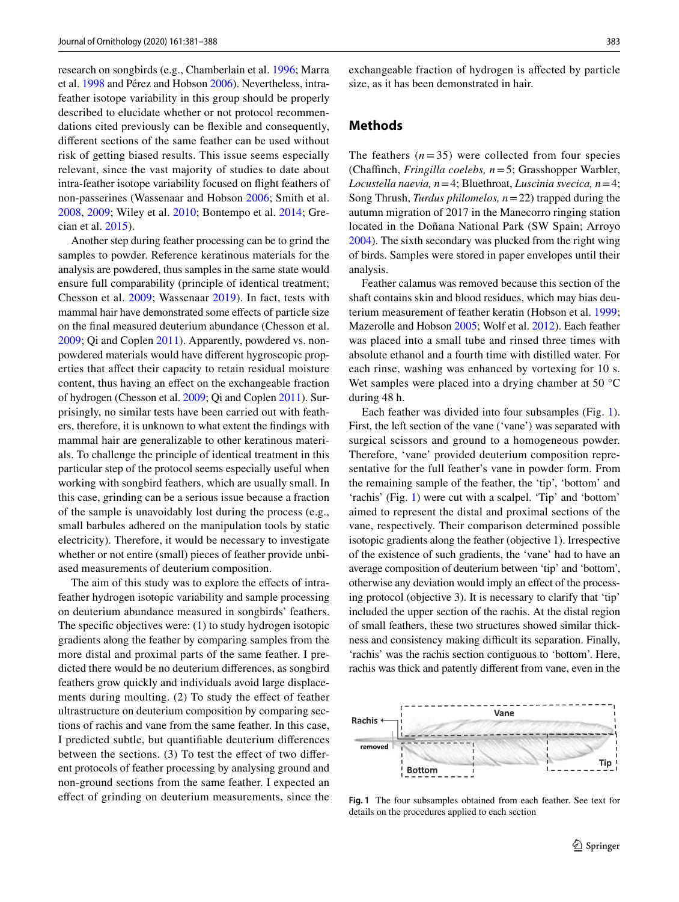research on songbirds (e.g., Chamberlain et al. 1996; Marra et al. 1998 and Pérez and Hobson 2006). Nevertheless, intra-feather isotope variability in this group should be properly described to elucidate whether or not protocol recommendations cited previously can be flexible and consequently, different sections of the same feather can be used without risk of getting biased results. This issue seems especially relevant, since the vast majority of studies to date about intra-feather isotope variability focused on flight feathers of non-passerines (Wassenaar and Hobson 2006; Smith et al. 2008, 2009; Wiley et al. 2010; Bontempo et al. 2014; Grecian et al. 2015).

Another step during feather processing can be to grind the samples to powder. Reference keratinous materials for the analysis are powdered, thus samples in the same state would ensure full comparability (principle of identical treatment; Chesson et al. 2009; Wassenaar 2019). In fact, tests with mammal hair have demonstrated some effects of particle size on the final measured deuterium abundance (Chesson et al. 2009; Qi and Coplen 2011). Apparently, powdered vs. non-powdered materials would have different hygroscopic properties that affect their capacity to retain residual moisture content, thus having an effect on the exchangeable fraction of hydrogen (Chesson et al. 2009; Qi and Coplen 2011). Surprisingly, no similar tests have been carried out with feathers, therefore, it is unknown to what extent the findings with mammal hair are generalizable to other keratinous materials. To challenge the principle of identical treatment in this particular step of the protocol seems especially useful when working with songbird feathers, which are usually small. In this case, grinding can be a serious issue because a fraction of the sample is unavoidably lost during the process (e.g., small barbules adhered on the manipulation tools by static electricity). Therefore, it would be necessary to investigate whether or not entire (small) pieces of feather provide unbiased measurements of deuterium composition.

The aim of this study was to explore the effects of intra-feather hydrogen isotopic variability and sample processing on deuterium abundance measured in songbirds' feathers. The specific objectives were: (1) to study hydrogen isotopic gradients along the feather by comparing samples from the more distal and proximal parts of the same feather. I predicted there would be no deuterium differences, as songbird feathers grow quickly and individuals avoid large displacements during moulting. (2) To study the effect of feather ultrastructure on deuterium composition by comparing sections of rachis and vane from the same feather. In this case, I predicted subtle, but quantifiable deuterium differences between the sections. (3) To test the effect of two different protocols of feather processing by analysing ground and non-ground sections from the same feather. I expected an effect of grinding on deuterium measurements, since the exchangeable fraction of hydrogen is affected by particle size, as it has been demonstrated in hair.

## Methods

The feathers ($n = 35$) were collected from four species (Chaffinch, *Fringilla coelebs,* $n = 5$; Grasshopper Warbler, *Locustella naevia,* $n = 4$; Bluethroat, *Luscinia svecica,* $n = 4$; Song Thrush, *Turdus philomelos,* $n = 22$) trapped during the autumn migration of 2017 in the Manecorro ringing station located in the Doñana National Park (SW Spain; Arroyo 2004). The sixth secondary was plucked from the right wing of birds. Samples were stored in paper envelopes until their analysis.

Feather calamus was removed because this section of the shaft contains skin and blood residues, which may bias deuterium measurement of feather keratin (Hobson et al. 1999; Mazerolle and Hobson 2005; Wolf et al. 2012). Each feather was placed into a small tube and rinsed three times with absolute ethanol and a fourth time with distilled water. For each rinse, washing was enhanced by vortexing for 10 s. Wet samples were placed into a drying chamber at 50 °C during 48 h.

Each feather was divided into four subsamples (Fig. 1). First, the left section of the vane ('vane') was separated with surgical scissors and ground to a homogeneous powder. Therefore, 'vane' provided deuterium composition representative for the full feather's vane in powder form. From the remaining sample of the feather, the 'tip', 'bottom' and 'rachis' (Fig. 1) were cut with a scalpel. 'Tip' and 'bottom' aimed to represent the distal and proximal sections of the vane, respectively. Their comparison determined possible isotopic gradients along the feather (objective 1). Irrespective of the existence of such gradients, the 'vane' had to have an average composition of deuterium between 'tip' and 'bottom', otherwise any deviation would imply an effect of the processing protocol (objective 3). It is necessary to clarify that 'tip' included the upper section of the rachis. At the distal region of small feathers, these two structures showed similar thickness and consistency making difficult its separation. Finally, 'rachis' was the rachis section contiguous to 'bottom'. Here, rachis was thick and patently different from vane, even in the

**Fig. 1** The four subsamples obtained from each feather. See text for details on the procedures applied to each section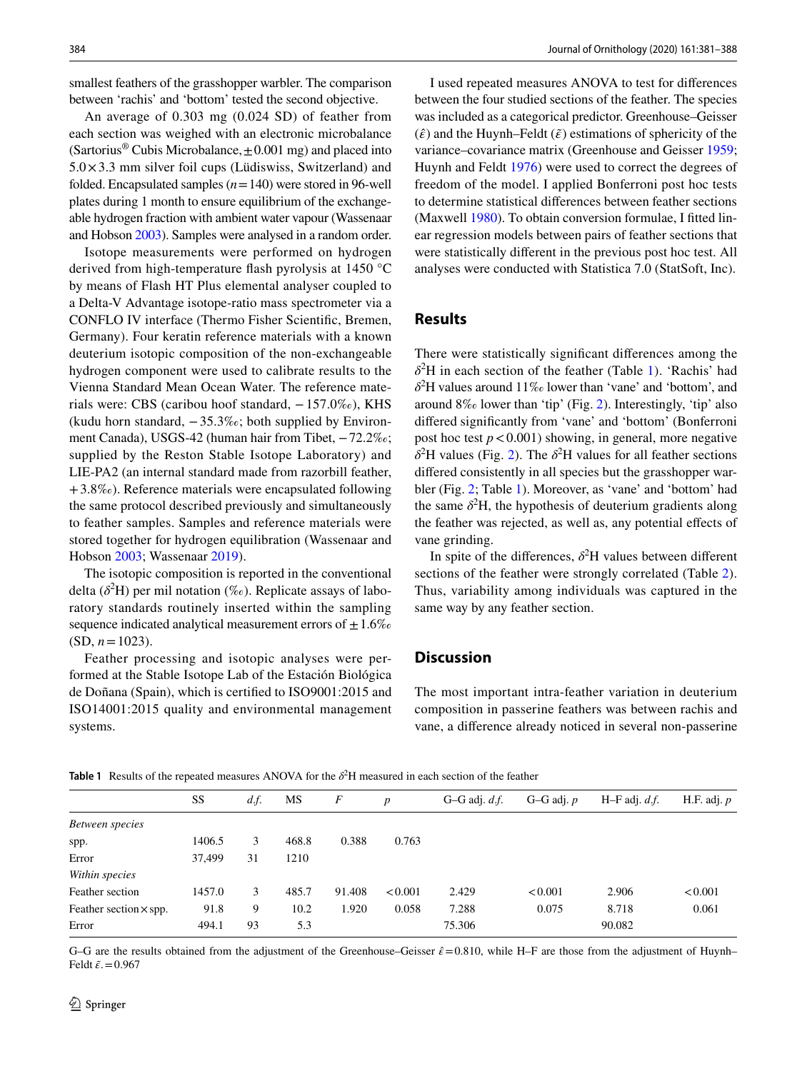smallest feathers of the grasshopper warbler. The comparison between 'rachis' and 'bottom' tested the second objective.

An average of 0.303 mg (0.024 SD) of feather from each section was weighed with an electronic microbalance (Sartorius® Cubis Microbalance, ± 0.001 mg) and placed into 5.0 × 3.3 mm silver foil cups (Lüdiswiss, Switzerland) and folded. Encapsulated samples ($n = 140$) were stored in 96-well plates during 1 month to ensure equilibrium of the exchangeable hydrogen fraction with ambient water vapour (Wassenaar and Hobson 2003). Samples were analysed in a random order.

Isotope measurements were performed on hydrogen derived from high-temperature flash pyrolysis at 1450 °C by means of Flash HT Plus elemental analyser coupled to a Delta-V Advantage isotope-ratio mass spectrometer via a CONFLO IV interface (Thermo Fisher Scientific, Bremen, Germany). Four keratin reference materials with a known deuterium isotopic composition of the non-exchangeable hydrogen component were used to calibrate results to the Vienna Standard Mean Ocean Water. The reference materials were: CBS (caribou hoof standard, − 157.0‰), KHS (kudu horn standard, − 35.3‰; both supplied by Environment Canada), USGS-42 (human hair from Tibet, − 72.2‰; supplied by the Reston Stable Isotope Laboratory) and LIE-PA2 (an internal standard made from razorbill feather, + 3.8‰). Reference materials were encapsulated following the same protocol described previously and simultaneously to feather samples. Samples and reference materials were stored together for hydrogen equilibration (Wassenaar and Hobson 2003; Wassenaar 2019).

The isotopic composition is reported in the conventional delta ($\delta^2$H) per mil notation (‰). Replicate assays of laboratory standards routinely inserted within the sampling sequence indicated analytical measurement errors of ± 1.6‰ (SD, $n = 1023$).

Feather processing and isotopic analyses were performed at the Stable Isotope Lab of the Estación Biológica de Doñana (Spain), which is certified to ISO9001:2015 and ISO14001:2015 quality and environmental management systems.

I used repeated measures ANOVA to test for differences between the four studied sections of the feather. The species was included as a categorical predictor. Greenhouse–Geisser ($\hat{\varepsilon}$) and the Huynh–Feldt ($\tilde{\varepsilon}$) estimations of sphericity of the variance–covariance matrix (Greenhouse and Geisser 1959; Huynh and Feldt 1976) were used to correct the degrees of freedom of the model. I applied Bonferroni post hoc tests to determine statistical differences between feather sections (Maxwell 1980). To obtain conversion formulae, I fitted linear regression models between pairs of feather sections that were statistically different in the previous post hoc test. All analyses were conducted with Statistica 7.0 (StatSoft, Inc).

## Results

There were statistically significant differences among the $\delta^2$H in each section of the feather (Table 1). 'Rachis' had $\delta^2$H values around 11‰ lower than 'vane' and 'bottom', and around 8‰ lower than 'tip' (Fig. 2). Interestingly, 'tip' also differed significantly from 'vane' and 'bottom' (Bonferroni post hoc test $p < 0.001$) showing, in general, more negative $\delta^2$H values (Fig. 2). The $\delta^2$H values for all feather sections differed consistently in all species but the grasshopper warbler (Fig. 2; Table 1). Moreover, as 'vane' and 'bottom' had the same $\delta^2$H, the hypothesis of deuterium gradients along the feather was rejected, as well as, any potential effects of vane grinding.

In spite of the differences, $\delta^2$H values between different sections of the feather were strongly correlated (Table 2). Thus, variability among individuals was captured in the same way by any feather section.

## Discussion

The most important intra-feather variation in deuterium composition in passerine feathers was between rachis and vane, a difference already noticed in several non-passerine

**Table 1** Results of the repeated measures ANOVA for the $\delta^2$H measured in each section of the feather

| | SS | *d.f.* | MS | *F* | *p* | G–G adj. *d.f.* | G–G adj. *p* | H–F adj. *d.f.* | H.F. adj. *p* |
|---|---|---|---|---|---|---|---|---|---|
| *Between species* | | | | | | | | | |
| spp. | 1406.5 | 3 | 468.8 | 0.388 | 0.763 | | | | |
| Error | 37,499 | 31 | 1210 | | | | | | |
| *Within species* | | | | | | | | | |
| Feather section | 1457.0 | 3 | 485.7 | 91.408 | < 0.001 | 2.429 | < 0.001 | 2.906 | < 0.001 |
| Feather section × spp. | 91.8 | 9 | 10.2 | 1.920 | 0.058 | 7.288 | 0.075 | 8.718 | 0.061 |
| Error | 494.1 | 93 | 5.3 | | | 75.306 | | 90.082 | |

G–G are the results obtained from the adjustment of the Greenhouse–Geisser $\hat{\varepsilon} = 0.810$, while H–F are those from the adjustment of Huynh–Feldt $\tilde{\varepsilon} = 0.967$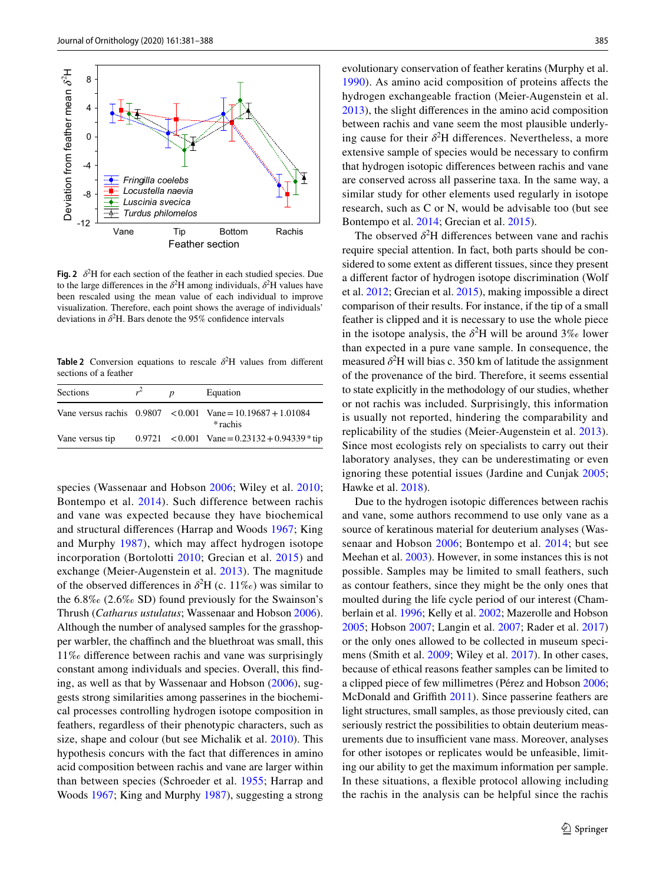**Fig. 2** $\delta^2$H for each section of the feather in each studied species. Due to the large differences in the $\delta^2$H among individuals, $\delta^2$H values have been rescaled using the mean value of each individual to improve visualization. Therefore, each point shows the average of individuals' deviations in $\delta^2$H. Bars denote the 95% confidence intervals

**Table 2** Conversion equations to rescale $\delta^2$H values from different sections of a feather

| Sections | $r^2$ | $p$ | Equation |
|---|---|---|---|
| Vane versus rachis | 0.9807 | < 0.001 | Vane = 10.19687 + 1.01084 * rachis |
| Vane versus tip | 0.9721 | < 0.001 | Vane = 0.23132 + 0.94339 * tip |

species (Wassenaar and Hobson 2006; Wiley et al. 2010; Bontempo et al. 2014). Such difference between rachis and vane was expected because they have biochemical and structural differences (Harrap and Woods 1967; King and Murphy 1987), which may affect hydrogen isotope incorporation (Bortolotti 2010; Grecian et al. 2015) and exchange (Meier-Augenstein et al. 2013). The magnitude of the observed differences in $\delta^2$H (c. 11‰) was similar to the 6.8‰ (2.6‰ SD) found previously for the Swainson's Thrush (*Catharus ustulatus*; Wassenaar and Hobson 2006). Although the number of analysed samples for the grasshopper warbler, the chaffinch and the bluethroat was small, this 11‰ difference between rachis and vane was surprisingly constant among individuals and species. Overall, this finding, as well as that by Wassenaar and Hobson (2006), suggests strong similarities among passerines in the biochemical processes controlling hydrogen isotope composition in feathers, regardless of their phenotypic characters, such as size, shape and colour (but see Michalik et al. 2010). This hypothesis concurs with the fact that differences in amino acid composition between rachis and vane are larger within than between species (Schroeder et al. 1955; Harrap and Woods 1967; King and Murphy 1987), suggesting a strong evolutionary conservation of feather keratins (Murphy et al. 1990). As amino acid composition of proteins affects the hydrogen exchangeable fraction (Meier-Augenstein et al. 2013), the slight differences in the amino acid composition between rachis and vane seem the most plausible underlying cause for their $\delta^2$H differences. Nevertheless, a more extensive sample of species would be necessary to confirm that hydrogen isotopic differences between rachis and vane are conserved across all passerine taxa. In the same way, a similar study for other elements used regularly in isotope research, such as C or N, would be advisable too (but see Bontempo et al. 2014; Grecian et al. 2015).

The observed $\delta^2$H differences between vane and rachis require special attention. In fact, both parts should be considered to some extent as different tissues, since they present a different factor of hydrogen isotope discrimination (Wolf et al. 2012; Grecian et al. 2015), making impossible a direct comparison of their results. For instance, if the tip of a small feather is clipped and it is necessary to use the whole piece in the isotope analysis, the $\delta^2$H will be around 3‰ lower than expected in a pure vane sample. In consequence, the measured $\delta^2$H will bias c. 350 km of latitude the assignment of the provenance of the bird. Therefore, it seems essential to state explicitly in the methodology of our studies, whether or not rachis was included. Surprisingly, this information is usually not reported, hindering the comparability and replicability of the studies (Meier-Augenstein et al. 2013). Since most ecologists rely on specialists to carry out their laboratory analyses, they can be underestimating or even ignoring these potential issues (Jardine and Cunjak 2005; Hawke et al. 2018).

Due to the hydrogen isotopic differences between rachis and vane, some authors recommend to use only vane as a source of keratinous material for deuterium analyses (Wassenaar and Hobson 2006; Bontempo et al. 2014; but see Meehan et al. 2003). However, in some instances this is not possible. Samples may be limited to small feathers, such as contour feathers, since they might be the only ones that moulted during the life cycle period of our interest (Chamberlain et al. 1996; Kelly et al. 2002; Mazerolle and Hobson 2005; Hobson 2007; Langin et al. 2007; Rader et al. 2017) or the only ones allowed to be collected in museum specimens (Smith et al. 2009; Wiley et al. 2017). In other cases, because of ethical reasons feather samples can be limited to a clipped piece of few millimetres (Pérez and Hobson 2006; McDonald and Griffith 2011). Since passerine feathers are light structures, small samples, as those previously cited, can seriously restrict the possibilities to obtain deuterium measurements due to insufficient vane mass. Moreover, analyses for other isotopes or replicates would be unfeasible, limiting our ability to get the maximum information per sample. In these situations, a flexible protocol allowing including the rachis in the analysis can be helpful since the rachis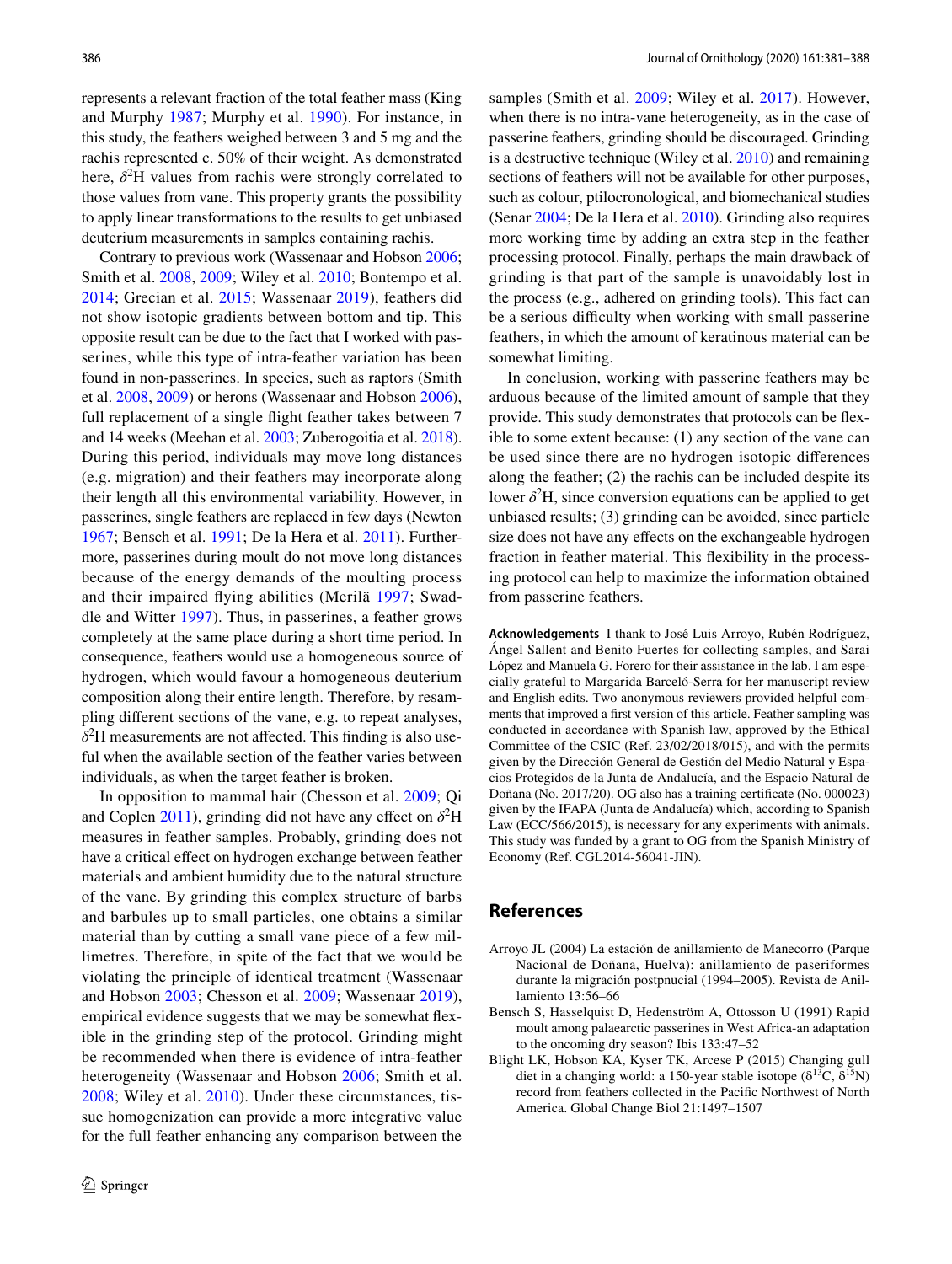represents a relevant fraction of the total feather mass (King and Murphy 1987; Murphy et al. 1990). For instance, in this study, the feathers weighed between 3 and 5 mg and the rachis represented c. 50% of their weight. As demonstrated here, $\delta^2$H values from rachis were strongly correlated to those values from vane. This property grants the possibility to apply linear transformations to the results to get unbiased deuterium measurements in samples containing rachis.

Contrary to previous work (Wassenaar and Hobson 2006; Smith et al. 2008, 2009; Wiley et al. 2010; Bontempo et al. 2014; Grecian et al. 2015; Wassenaar 2019), feathers did not show isotopic gradients between bottom and tip. This opposite result can be due to the fact that I worked with passerines, while this type of intra-feather variation has been found in non-passerines. In species, such as raptors (Smith et al. 2008, 2009) or herons (Wassenaar and Hobson 2006), full replacement of a single flight feather takes between 7 and 14 weeks (Meehan et al. 2003; Zuberogoitia et al. 2018). During this period, individuals may move long distances (e.g. migration) and their feathers may incorporate along their length all this environmental variability. However, in passerines, single feathers are replaced in few days (Newton 1967; Bensch et al. 1991; De la Hera et al. 2011). Furthermore, passerines during moult do not move long distances because of the energy demands of the moulting process and their impaired flying abilities (Merilä 1997; Swaddle and Witter 1997). Thus, in passerines, a feather grows completely at the same place during a short time period. In consequence, feathers would use a homogeneous source of hydrogen, which would favour a homogeneous deuterium composition along their entire length. Therefore, by resampling different sections of the vane, e.g. to repeat analyses, $\delta^2$H measurements are not affected. This finding is also useful when the available section of the feather varies between individuals, as when the target feather is broken.

In opposition to mammal hair (Chesson et al. 2009; Qi and Coplen 2011), grinding did not have any effect on $\delta^2$H measures in feather samples. Probably, grinding does not have a critical effect on hydrogen exchange between feather materials and ambient humidity due to the natural structure of the vane. By grinding this complex structure of barbs and barbules up to small particles, one obtains a similar material than by cutting a small vane piece of a few millimetres. Therefore, in spite of the fact that we would be violating the principle of identical treatment (Wassenaar and Hobson 2003; Chesson et al. 2009; Wassenaar 2019), empirical evidence suggests that we may be somewhat flexible in the grinding step of the protocol. Grinding might be recommended when there is evidence of intra-feather heterogeneity (Wassenaar and Hobson 2006; Smith et al. 2008; Wiley et al. 2010). Under these circumstances, tissue homogenization can provide a more integrative value for the full feather enhancing any comparison between the samples (Smith et al. 2009; Wiley et al. 2017). However, when there is no intra-vane heterogeneity, as in the case of passerine feathers, grinding should be discouraged. Grinding is a destructive technique (Wiley et al. 2010) and remaining sections of feathers will not be available for other purposes, such as colour, ptilocronological, and biomechanical studies (Senar 2004; De la Hera et al. 2010). Grinding also requires more working time by adding an extra step in the feather processing protocol. Finally, perhaps the main drawback of grinding is that part of the sample is unavoidably lost in the process (e.g., adhered on grinding tools). This fact can be a serious difficulty when working with small passerine feathers, in which the amount of keratinous material can be somewhat limiting.

In conclusion, working with passerine feathers may be arduous because of the limited amount of sample that they provide. This study demonstrates that protocols can be flexible to some extent because: (1) any section of the vane can be used since there are no hydrogen isotopic differences along the feather; (2) the rachis can be included despite its lower $\delta^2$H, since conversion equations can be applied to get unbiased results; (3) grinding can be avoided, since particle size does not have any effects on the exchangeable hydrogen fraction in feather material. This flexibility in the processing protocol can help to maximize the information obtained from passerine feathers.

**Acknowledgements** I thank to José Luis Arroyo, Rubén Rodríguez, Ángel Sallent and Benito Fuertes for collecting samples, and Sarai López and Manuela G. Forero for their assistance in the lab. I am especially grateful to Margarida Barceló-Serra for her manuscript review and English edits. Two anonymous reviewers provided helpful comments that improved a first version of this article. Feather sampling was conducted in accordance with Spanish law, approved by the Ethical Committee of the CSIC (Ref. 23/02/2018/015), and with the permits given by the Dirección General de Gestión del Medio Natural y Espacios Protegidos de la Junta de Andalucía, and the Espacio Natural de Doñana (No. 2017/20). OG also has a training certificate (No. 000023) given by the IFAPA (Junta de Andalucía) which, according to Spanish Law (ECC/566/2015), is necessary for any experiments with animals. This study was funded by a grant to OG from the Spanish Ministry of Economy (Ref. CGL2014-56041-JIN).

## References

Arroyo JL (2004) La estación de anillamiento de Manecorro (Parque Nacional de Doñana, Huelva): anillamiento de paseriformes durante la migración postnupcial (1994–2005). Revista de Anillamiento 13:56–66

Bensch S, Hasselquist D, Hedenström A, Ottosson U (1991) Rapid moult among palaearctic passerines in West Africa-an adaptation to the oncoming dry season? Ibis 133:47–52

Blight LK, Hobson KA, Kyser TK, Arcese P (2015) Changing gull diet in a changing world: a 150-year stable isotope ($\delta^{13}$C, $\delta^{15}$N) record from feathers collected in the Pacific Northwest of North America. Global Change Biol 21:1497–1507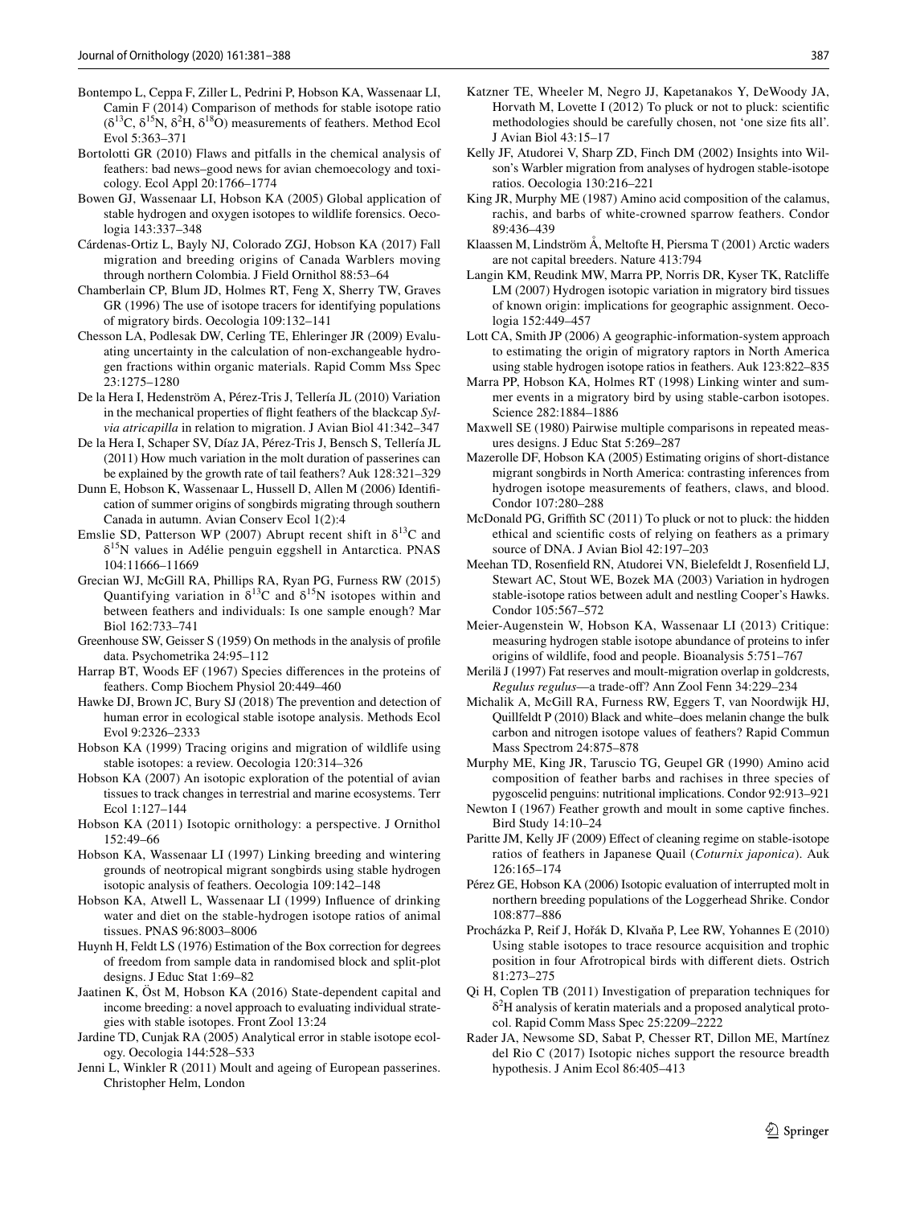Bontempo L, Ceppa F, Ziller L, Pedrini P, Hobson KA, Wassenaar LI, Camin F (2014) Comparison of methods for stable isotope ratio ($\delta^{13}C$, $\delta^{15}N$, $\delta^{2}H$, $\delta^{18}O$) measurements of feathers. Method Ecol Evol 5:363–371

Bortolotti GR (2010) Flaws and pitfalls in the chemical analysis of feathers: bad news–good news for avian chemoecology and toxicology. Ecol Appl 20:1766–1774

Bowen GJ, Wassenaar LI, Hobson KA (2005) Global application of stable hydrogen and oxygen isotopes to wildlife forensics. Oecologia 143:337–348

Cárdenas-Ortiz L, Bayly NJ, Colorado ZGJ, Hobson KA (2017) Fall migration and breeding origins of Canada Warblers moving through northern Colombia. J Field Ornithol 88:53–64

Chamberlain CP, Blum JD, Holmes RT, Feng X, Sherry TW, Graves GR (1996) The use of isotope tracers for identifying populations of migratory birds. Oecologia 109:132–141

Chesson LA, Podlesak DW, Cerling TE, Ehleringer JR (2009) Evaluating uncertainty in the calculation of non-exchangeable hydrogen fractions within organic materials. Rapid Comm Mss Spec 23:1275–1280

De la Hera I, Hedenström A, Pérez-Tris J, Tellería JL (2010) Variation in the mechanical properties of flight feathers of the blackcap *Sylvia atricapilla* in relation to migration. J Avian Biol 41:342–347

De la Hera I, Schaper SV, Díaz JA, Pérez-Tris J, Bensch S, Tellería JL (2011) How much variation in the molt duration of passerines can be explained by the growth rate of tail feathers? Auk 128:321–329

Dunn E, Hobson K, Wassenaar L, Hussell D, Allen M (2006) Identification of summer origins of songbirds migrating through southern Canada in autumn. Avian Conserv Ecol 1(2):4

Emslie SD, Patterson WP (2007) Abrupt recent shift in $\delta^{13}C$ and $\delta^{15}N$ values in Adélie penguin eggshell in Antarctica. PNAS 104:11666–11669

Grecian WJ, McGill RA, Phillips RA, Ryan PG, Furness RW (2015) Quantifying variation in $\delta^{13}C$ and $\delta^{15}N$ isotopes within and between feathers and individuals: Is one sample enough? Mar Biol 162:733–741

Greenhouse SW, Geisser S (1959) On methods in the analysis of profile data. Psychometrika 24:95–112

Harrap BT, Woods EF (1967) Species differences in the proteins of feathers. Comp Biochem Physiol 20:449–460

Hawke DJ, Brown JC, Bury SJ (2018) The prevention and detection of human error in ecological stable isotope analysis. Methods Ecol Evol 9:2326–2333

Hobson KA (1999) Tracing origins and migration of wildlife using stable isotopes: a review. Oecologia 120:314–326

Hobson KA (2007) An isotopic exploration of the potential of avian tissues to track changes in terrestrial and marine ecosystems. Terr Ecol 1:127–144

Hobson KA (2011) Isotopic ornithology: a perspective. J Ornithol 152:49–66

Hobson KA, Wassenaar LI (1997) Linking breeding and wintering grounds of neotropical migrant songbirds using stable hydrogen isotopic analysis of feathers. Oecologia 109:142–148

Hobson KA, Atwell L, Wassenaar LI (1999) Influence of drinking water and diet on the stable-hydrogen isotope ratios of animal tissues. PNAS 96:8003–8006

Huynh H, Feldt LS (1976) Estimation of the Box correction for degrees of freedom from sample data in randomised block and split-plot designs. J Educ Stat 1:69–82

Jaatinen K, Öst M, Hobson KA (2016) State-dependent capital and income breeding: a novel approach to evaluating individual strategies with stable isotopes. Front Zool 13:24

Jardine TD, Cunjak RA (2005) Analytical error in stable isotope ecology. Oecologia 144:528–533

Jenni L, Winkler R (2011) Moult and ageing of European passerines. Christopher Helm, London

Katzner TE, Wheeler M, Negro JJ, Kapetanakos Y, DeWoody JA, Horvath M, Lovette I (2012) To pluck or not to pluck: scientific methodologies should be carefully chosen, not 'one size fits all'. J Avian Biol 43:15–17

Kelly JF, Atudorei V, Sharp ZD, Finch DM (2002) Insights into Wilson's Warbler migration from analyses of hydrogen stable-isotope ratios. Oecologia 130:216–221

King JR, Murphy ME (1987) Amino acid composition of the calamus, rachis, and barbs of white-crowned sparrow feathers. Condor 89:436–439

Klaassen M, Lindström Å, Meltofte H, Piersma T (2001) Arctic waders are not capital breeders. Nature 413:794

Langin KM, Reudink MW, Marra PP, Norris DR, Kyser TK, Ratcliffe LM (2007) Hydrogen isotopic variation in migratory bird tissues of known origin: implications for geographic assignment. Oecologia 152:449–457

Lott CA, Smith JP (2006) A geographic-information-system approach to estimating the origin of migratory raptors in North America using stable hydrogen isotope ratios in feathers. Auk 123:822–835

Marra PP, Hobson KA, Holmes RT (1998) Linking winter and summer events in a migratory bird by using stable-carbon isotopes. Science 282:1884–1886

Maxwell SE (1980) Pairwise multiple comparisons in repeated measures designs. J Educ Stat 5:269–287

Mazerolle DF, Hobson KA (2005) Estimating origins of short-distance migrant songbirds in North America: contrasting inferences from hydrogen isotope measurements of feathers, claws, and blood. Condor 107:280–288

McDonald PG, Griffith SC (2011) To pluck or not to pluck: the hidden ethical and scientific costs of relying on feathers as a primary source of DNA. J Avian Biol 42:197–203

Meehan TD, Rosenfield RN, Atudorei VN, Bielefeldt J, Rosenfield LJ, Stewart AC, Stout WE, Bozek MA (2003) Variation in hydrogen stable-isotope ratios between adult and nestling Cooper's Hawks. Condor 105:567–572

Meier-Augenstein W, Hobson KA, Wassenaar LI (2013) Critique: measuring hydrogen stable isotope abundance of proteins to infer origins of wildlife, food and people. Bioanalysis 5:751–767

Merilä J (1997) Fat reserves and moult-migration overlap in goldcrests, *Regulus regulus*—a trade-off? Ann Zool Fenn 34:229–234

Michalik A, McGill RA, Furness RW, Eggers T, van Noordwijk HJ, Quillfeldt P (2010) Black and white–does melanin change the bulk carbon and nitrogen isotope values of feathers? Rapid Commun Mass Spectrom 24:875–878

Murphy ME, King JR, Taruscio TG, Geupel GR (1990) Amino acid composition of feather barbs and rachises in three species of pygoscelid penguins: nutritional implications. Condor 92:913–921

Newton I (1967) Feather growth and moult in some captive finches. Bird Study 14:10–24

Paritte JM, Kelly JF (2009) Effect of cleaning regime on stable-isotope ratios of feathers in Japanese Quail (*Coturnix japonica*). Auk 126:165–174

Pérez GE, Hobson KA (2006) Isotopic evaluation of interrupted molt in northern breeding populations of the Loggerhead Shrike. Condor 108:877–886

Procházka P, Reif J, Hořák D, Klvaňa P, Lee RW, Yohannes E (2010) Using stable isotopes to trace resource acquisition and trophic position in four Afrotropical birds with different diets. Ostrich 81:273–275

Qi H, Coplen TB (2011) Investigation of preparation techniques for $\delta^{2}H$ analysis of keratin materials and a proposed analytical protocol. Rapid Comm Mass Spec 25:2209–2222

Rader JA, Newsome SD, Sabat P, Chesser RT, Dillon ME, Martínez del Rio C (2017) Isotopic niches support the resource breadth hypothesis. J Anim Ecol 86:405–413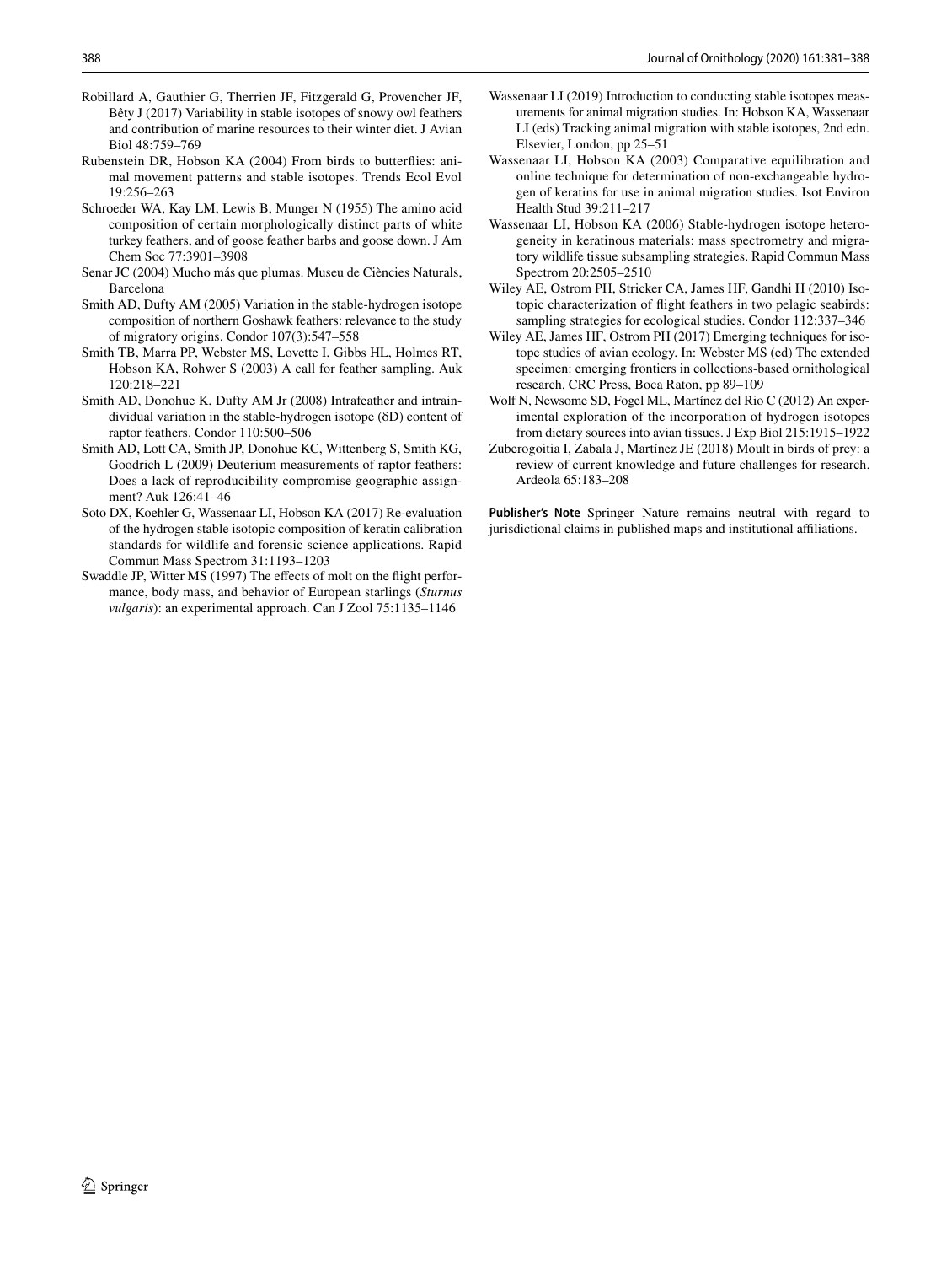Robillard A, Gauthier G, Therrien JF, Fitzgerald G, Provencher JF, Bêty J (2017) Variability in stable isotopes of snowy owl feathers and contribution of marine resources to their winter diet. J Avian Biol 48:759–769

Rubenstein DR, Hobson KA (2004) From birds to butterflies: animal movement patterns and stable isotopes. Trends Ecol Evol 19:256–263

Schroeder WA, Kay LM, Lewis B, Munger N (1955) The amino acid composition of certain morphologically distinct parts of white turkey feathers, and of goose feather barbs and goose down. J Am Chem Soc 77:3901–3908

Senar JC (2004) Mucho más que plumas. Museu de Ciències Naturals, Barcelona

Smith AD, Dufty AM (2005) Variation in the stable-hydrogen isotope composition of northern Goshawk feathers: relevance to the study of migratory origins. Condor 107(3):547–558

Smith TB, Marra PP, Webster MS, Lovette I, Gibbs HL, Holmes RT, Hobson KA, Rohwer S (2003) A call for feather sampling. Auk 120:218–221

Smith AD, Donohue K, Dufty AM Jr (2008) Intrafeather and intraindividual variation in the stable-hydrogen isotope (δD) content of raptor feathers. Condor 110:500–506

Smith AD, Lott CA, Smith JP, Donohue KC, Wittenberg S, Smith KG, Goodrich L (2009) Deuterium measurements of raptor feathers: Does a lack of reproducibility compromise geographic assignment? Auk 126:41–46

Soto DX, Koehler G, Wassenaar LI, Hobson KA (2017) Re-evaluation of the hydrogen stable isotopic composition of keratin calibration standards for wildlife and forensic science applications. Rapid Commun Mass Spectrom 31:1193–1203

Swaddle JP, Witter MS (1997) The effects of molt on the flight performance, body mass, and behavior of European starlings (*Sturnus vulgaris*): an experimental approach. Can J Zool 75:1135–1146

Wassenaar LI (2019) Introduction to conducting stable isotopes measurements for animal migration studies. In: Hobson KA, Wassenaar LI (eds) Tracking animal migration with stable isotopes, 2nd edn. Elsevier, London, pp 25–51

Wassenaar LI, Hobson KA (2003) Comparative equilibration and online technique for determination of non-exchangeable hydrogen of keratins for use in animal migration studies. Isot Environ Health Stud 39:211–217

Wassenaar LI, Hobson KA (2006) Stable-hydrogen isotope heterogeneity in keratinous materials: mass spectrometry and migratory wildlife tissue subsampling strategies. Rapid Commun Mass Spectrom 20:2505–2510

Wiley AE, Ostrom PH, Stricker CA, James HF, Gandhi H (2010) Isotopic characterization of flight feathers in two pelagic seabirds: sampling strategies for ecological studies. Condor 112:337–346

Wiley AE, James HF, Ostrom PH (2017) Emerging techniques for isotope studies of avian ecology. In: Webster MS (ed) The extended specimen: emerging frontiers in collections-based ornithological research. CRC Press, Boca Raton, pp 89–109

Wolf N, Newsome SD, Fogel ML, Martínez del Rio C (2012) An experimental exploration of the incorporation of hydrogen isotopes from dietary sources into avian tissues. J Exp Biol 215:1915–1922

Zuberogoitia I, Zabala J, Martínez JE (2018) Moult in birds of prey: a review of current knowledge and future challenges for research. Ardeola 65:183–208

**Publisher's Note** Springer Nature remains neutral with regard to jurisdictional claims in published maps and institutional affiliations.